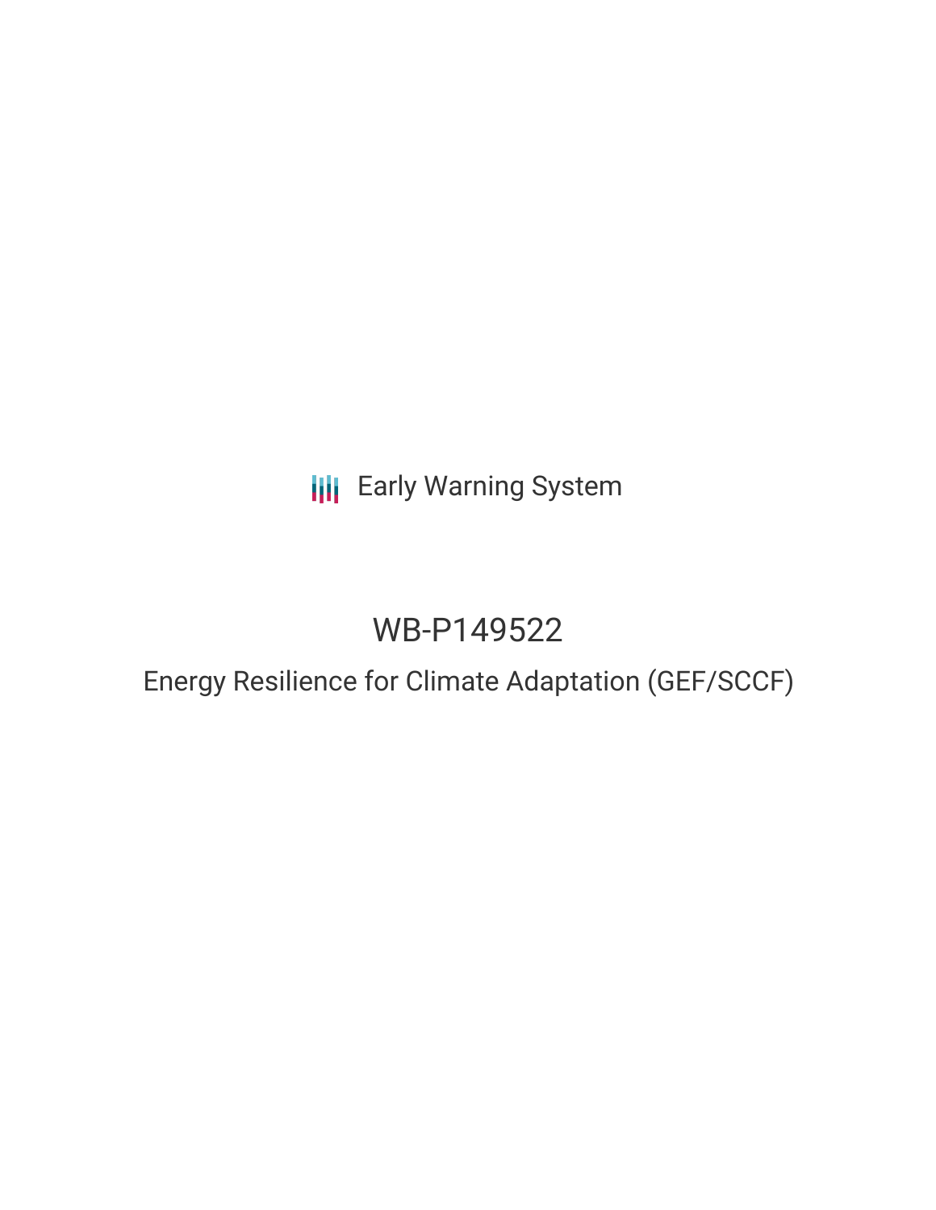Early Warning System

# WB-P149522

## Energy Resilience for Climate Adaptation (GEF/SCCF)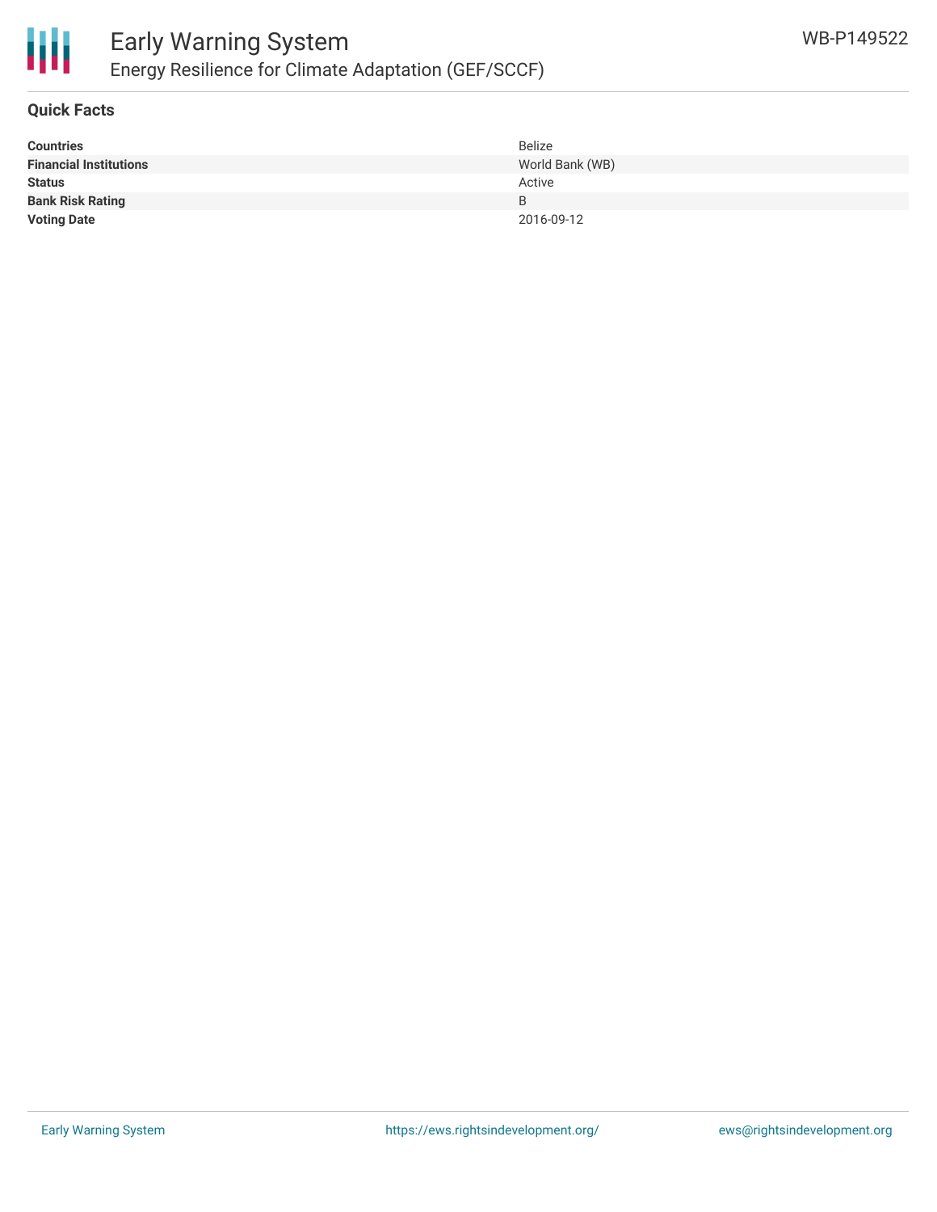# Early Warning System

## Energy Resilience for Climate Adaptation (GEF/SCCF)

WB-P149522

### Quick Facts

| | |
|---|---|
| **Countries** | Belize |
| **Financial Institutions** | World Bank (WB) |
| **Status** | Active |
| **Bank Risk Rating** | B |
| **Voting Date** | 2016-09-12 |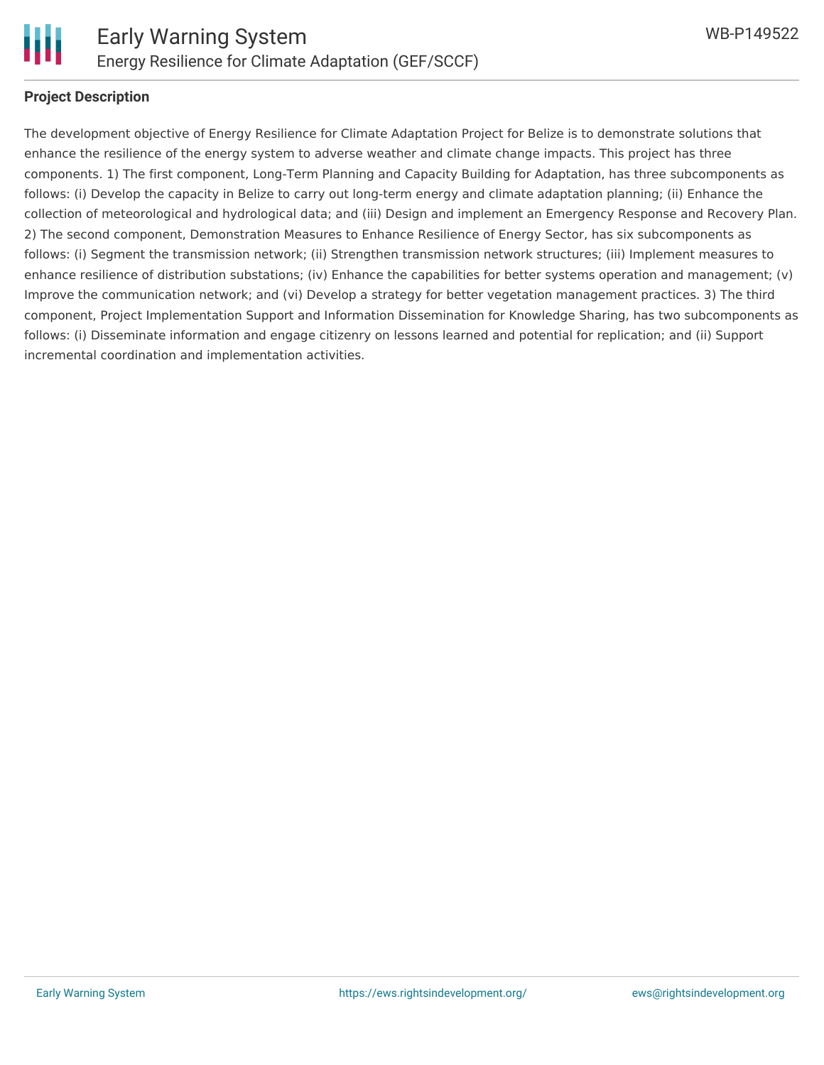## Project Description

The development objective of Energy Resilience for Climate Adaptation Project for Belize is to demonstrate solutions that enhance the resilience of the energy system to adverse weather and climate change impacts. This project has three components. 1) The first component, Long-Term Planning and Capacity Building for Adaptation, has three subcomponents as follows: (i) Develop the capacity in Belize to carry out long-term energy and climate adaptation planning; (ii) Enhance the collection of meteorological and hydrological data; and (iii) Design and implement an Emergency Response and Recovery Plan. 2) The second component, Demonstration Measures to Enhance Resilience of Energy Sector, has six subcomponents as follows: (i) Segment the transmission network; (ii) Strengthen transmission network structures; (iii) Implement measures to enhance resilience of distribution substations; (iv) Enhance the capabilities for better systems operation and management; (v) Improve the communication network; and (vi) Develop a strategy for better vegetation management practices. 3) The third component, Project Implementation Support and Information Dissemination for Knowledge Sharing, has two subcomponents as follows: (i) Disseminate information and engage citizenry on lessons learned and potential for replication; and (ii) Support incremental coordination and implementation activities.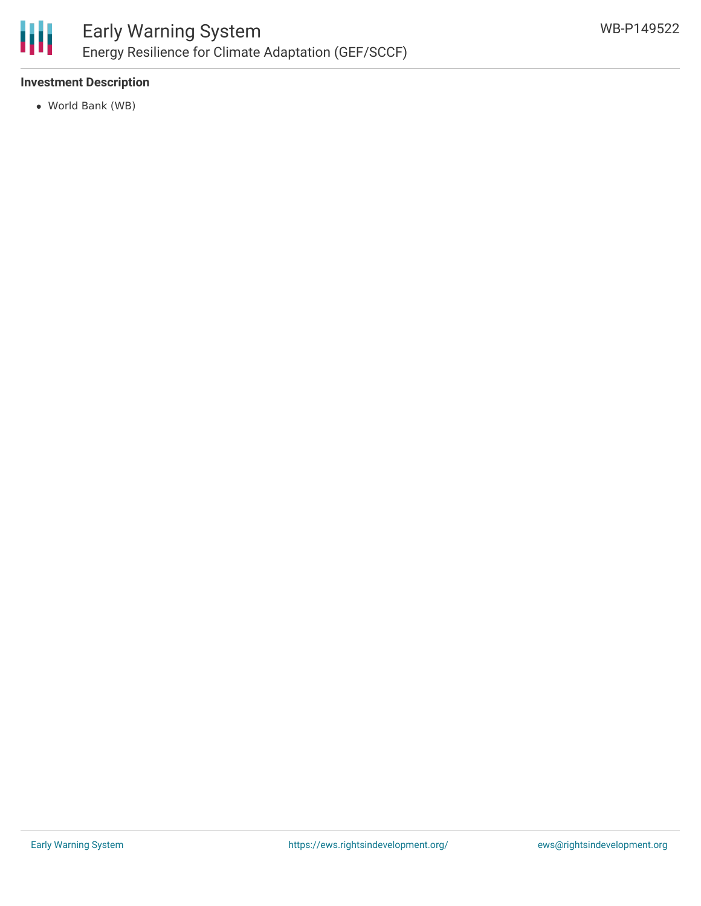### Investment Description

- World Bank (WB)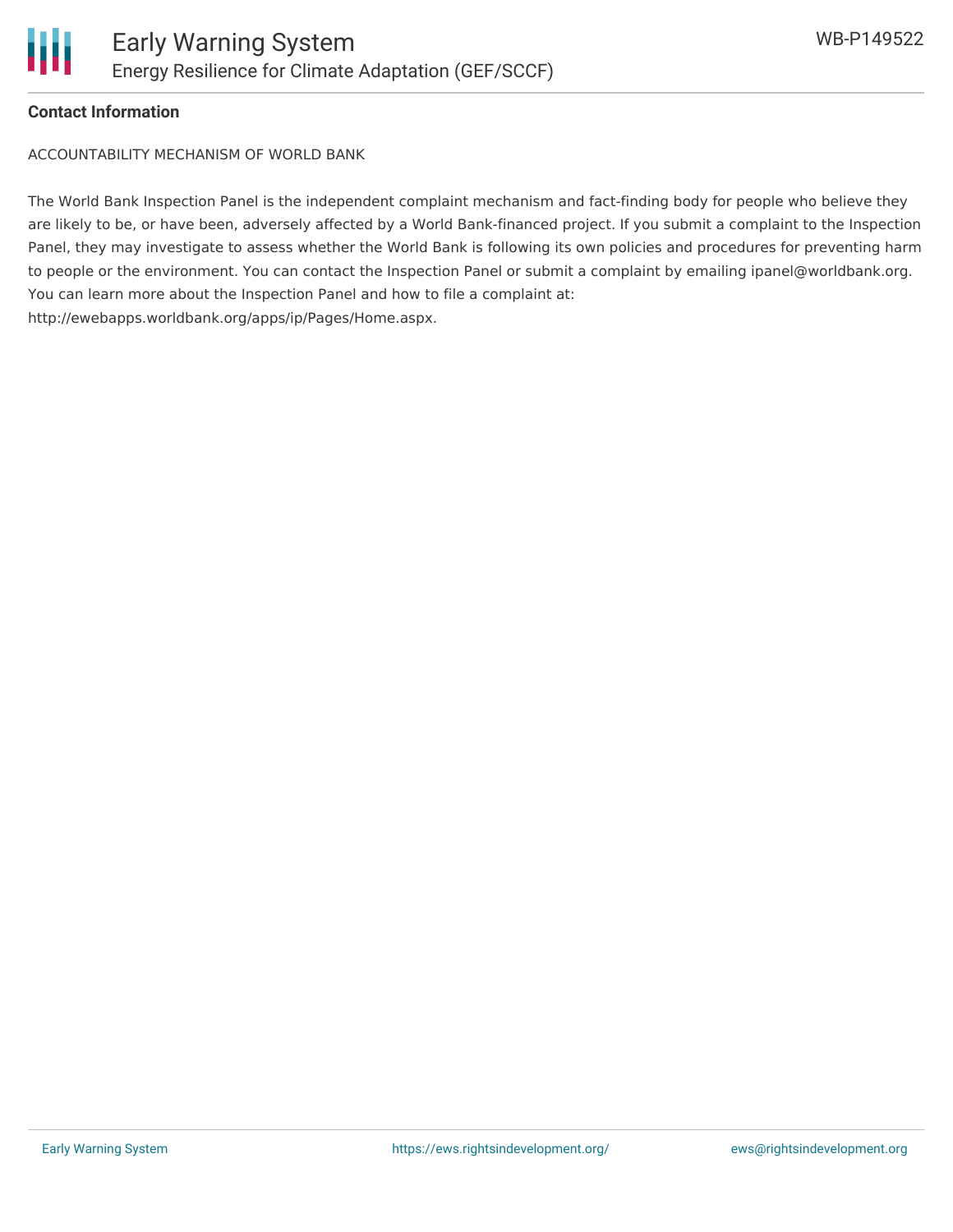**Contact Information**

ACCOUNTABILITY MECHANISM OF WORLD BANK

The World Bank Inspection Panel is the independent complaint mechanism and fact-finding body for people who believe they are likely to be, or have been, adversely affected by a World Bank-financed project. If you submit a complaint to the Inspection Panel, they may investigate to assess whether the World Bank is following its own policies and procedures for preventing harm to people or the environment. You can contact the Inspection Panel or submit a complaint by emailing ipanel@worldbank.org. You can learn more about the Inspection Panel and how to file a complaint at: http://ewebapps.worldbank.org/apps/ip/Pages/Home.aspx.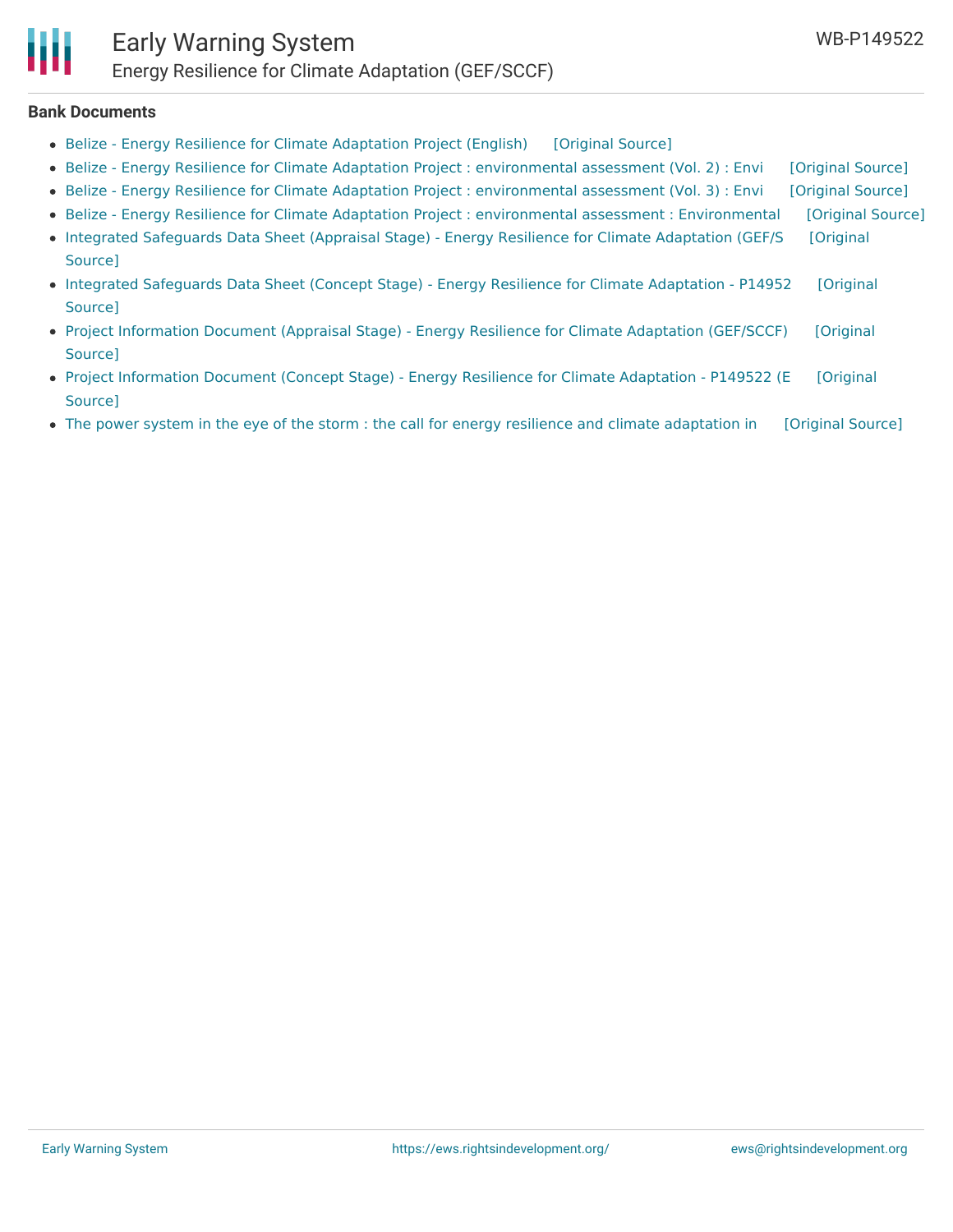## Bank Documents

- Belize - Energy Resilience for Climate Adaptation Project (English) [Original Source]
- Belize - Energy Resilience for Climate Adaptation Project : environmental assessment (Vol. 2) : Envi [Original Source]
- Belize - Energy Resilience for Climate Adaptation Project : environmental assessment (Vol. 3) : Envi [Original Source]
- Belize - Energy Resilience for Climate Adaptation Project : environmental assessment : Environmental [Original Source]
- Integrated Safeguards Data Sheet (Appraisal Stage) - Energy Resilience for Climate Adaptation (GEF/S [Original Source]
- Integrated Safeguards Data Sheet (Concept Stage) - Energy Resilience for Climate Adaptation - P14952 [Original Source]
- Project Information Document (Appraisal Stage) - Energy Resilience for Climate Adaptation (GEF/SCCF) [Original Source]
- Project Information Document (Concept Stage) - Energy Resilience for Climate Adaptation - P149522 (E [Original Source]
- The power system in the eye of the storm : the call for energy resilience and climate adaptation in [Original Source]